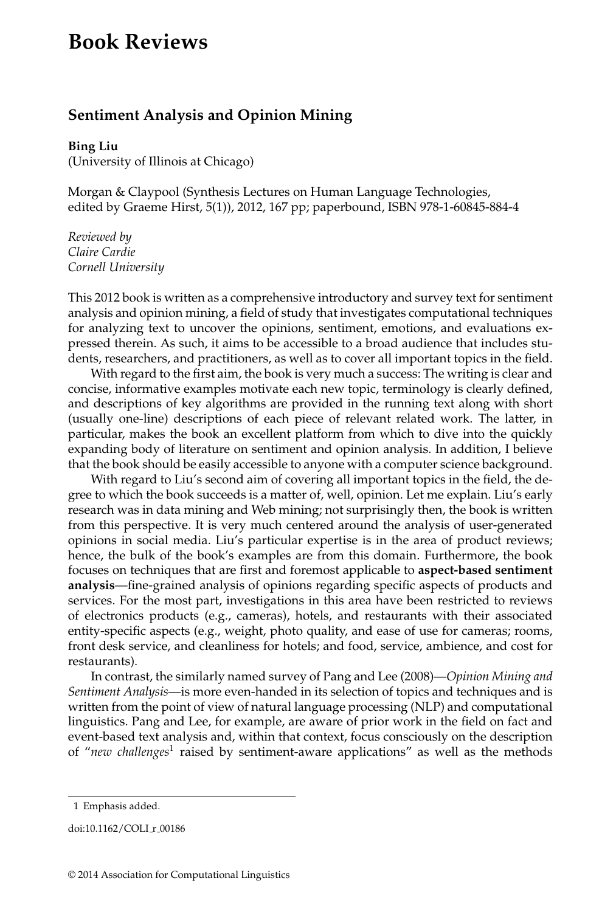# Book Reviews

## Sentiment Analysis and Opinion Mining

**Bing Liu**
(University of Illinois at Chicago)

Morgan & Claypool (Synthesis Lectures on Human Language Technologies, edited by Graeme Hirst, 5(1)), 2012, 167 pp; paperbound, ISBN 978-1-60845-884-4

*Reviewed by*
*Claire Cardie*
*Cornell University*

This 2012 book is written as a comprehensive introductory and survey text for sentiment analysis and opinion mining, a field of study that investigates computational techniques for analyzing text to uncover the opinions, sentiment, emotions, and evaluations expressed therein. As such, it aims to be accessible to a broad audience that includes students, researchers, and practitioners, as well as to cover all important topics in the field.

With regard to the first aim, the book is very much a success: The writing is clear and concise, informative examples motivate each new topic, terminology is clearly defined, and descriptions of key algorithms are provided in the running text along with short (usually one-line) descriptions of each piece of relevant related work. The latter, in particular, makes the book an excellent platform from which to dive into the quickly expanding body of literature on sentiment and opinion analysis. In addition, I believe that the book should be easily accessible to anyone with a computer science background.

With regard to Liu's second aim of covering all important topics in the field, the degree to which the book succeeds is a matter of, well, opinion. Let me explain. Liu's early research was in data mining and Web mining; not surprisingly then, the book is written from this perspective. It is very much centered around the analysis of user-generated opinions in social media. Liu's particular expertise is in the area of product reviews; hence, the bulk of the book's examples are from this domain. Furthermore, the book focuses on techniques that are first and foremost applicable to **aspect-based sentiment analysis**—fine-grained analysis of opinions regarding specific aspects of products and services. For the most part, investigations in this area have been restricted to reviews of electronics products (e.g., cameras), hotels, and restaurants with their associated entity-specific aspects (e.g., weight, photo quality, and ease of use for cameras; rooms, front desk service, and cleanliness for hotels; and food, service, ambience, and cost for restaurants).

In contrast, the similarly named survey of Pang and Lee (2008)—*Opinion Mining and Sentiment Analysis*—is more even-handed in its selection of topics and techniques and is written from the point of view of natural language processing (NLP) and computational linguistics. Pang and Lee, for example, are aware of prior work in the field on fact and event-based text analysis and, within that context, focus consciously on the description of "*new challenges*[1] raised by sentiment-aware applications" as well as the methods

1 Emphasis added.

doi:10.1162/COLI_r_00186

© 2014 Association for Computational Linguistics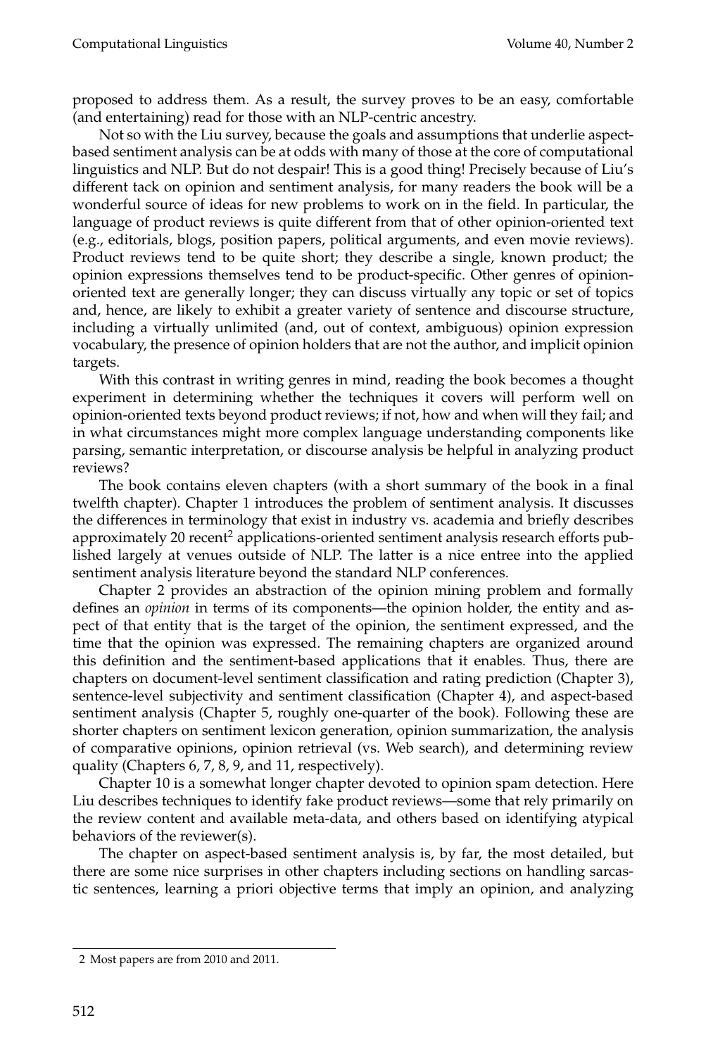proposed to address them. As a result, the survey proves to be an easy, comfortable (and entertaining) read for those with an NLP-centric ancestry.

Not so with the Liu survey, because the goals and assumptions that underlie aspect-based sentiment analysis can be at odds with many of those at the core of computational linguistics and NLP. But do not despair! This is a good thing! Precisely because of Liu's different tack on opinion and sentiment analysis, for many readers the book will be a wonderful source of ideas for new problems to work on in the field. In particular, the language of product reviews is quite different from that of other opinion-oriented text (e.g., editorials, blogs, position papers, political arguments, and even movie reviews). Product reviews tend to be quite short; they describe a single, known product; the opinion expressions themselves tend to be product-specific. Other genres of opinion-oriented text are generally longer; they can discuss virtually any topic or set of topics and, hence, are likely to exhibit a greater variety of sentence and discourse structure, including a virtually unlimited (and, out of context, ambiguous) opinion expression vocabulary, the presence of opinion holders that are not the author, and implicit opinion targets.

With this contrast in writing genres in mind, reading the book becomes a thought experiment in determining whether the techniques it covers will perform well on opinion-oriented texts beyond product reviews; if not, how and when will they fail; and in what circumstances might more complex language understanding components like parsing, semantic interpretation, or discourse analysis be helpful in analyzing product reviews?

The book contains eleven chapters (with a short summary of the book in a final twelfth chapter). Chapter 1 introduces the problem of sentiment analysis. It discusses the differences in terminology that exist in industry vs. academia and briefly describes approximately 20 recent[2] applications-oriented sentiment analysis research efforts published largely at venues outside of NLP. The latter is a nice entree into the applied sentiment analysis literature beyond the standard NLP conferences.

Chapter 2 provides an abstraction of the opinion mining problem and formally defines an *opinion* in terms of its components—the opinion holder, the entity and aspect of that entity that is the target of the opinion, the sentiment expressed, and the time that the opinion was expressed. The remaining chapters are organized around this definition and the sentiment-based applications that it enables. Thus, there are chapters on document-level sentiment classification and rating prediction (Chapter 3), sentence-level subjectivity and sentiment classification (Chapter 4), and aspect-based sentiment analysis (Chapter 5, roughly one-quarter of the book). Following these are shorter chapters on sentiment lexicon generation, opinion summarization, the analysis of comparative opinions, opinion retrieval (vs. Web search), and determining review quality (Chapters 6, 7, 8, 9, and 11, respectively).

Chapter 10 is a somewhat longer chapter devoted to opinion spam detection. Here Liu describes techniques to identify fake product reviews—some that rely primarily on the review content and available meta-data, and others based on identifying atypical behaviors of the reviewer(s).

The chapter on aspect-based sentiment analysis is, by far, the most detailed, but there are some nice surprises in other chapters including sections on handling sarcastic sentences, learning a priori objective terms that imply an opinion, and analyzing

---

[2] Most papers are from 2010 and 2011.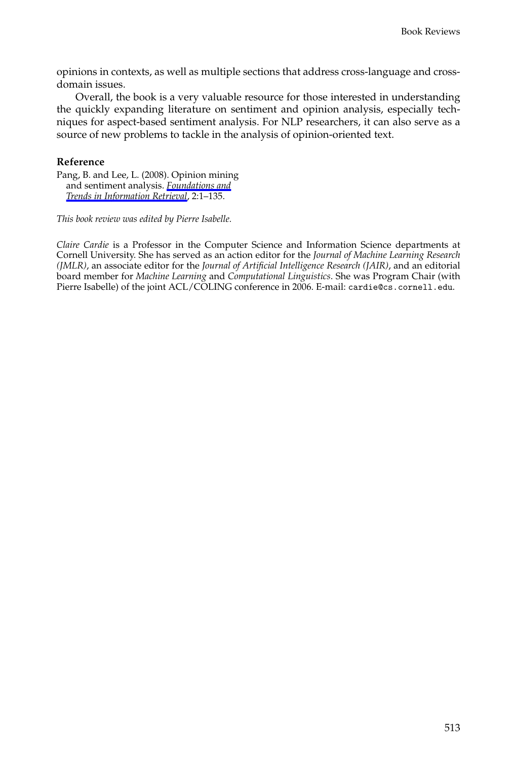opinions in contexts, as well as multiple sections that address cross-language and cross-domain issues.

Overall, the book is a very valuable resource for those interested in understanding the quickly expanding literature on sentiment and opinion analysis, especially techniques for aspect-based sentiment analysis. For NLP researchers, it can also serve as a source of new problems to tackle in the analysis of opinion-oriented text.

### Reference

Pang, B. and Lee, L. (2008). Opinion mining and sentiment analysis. *Foundations and Trends in Information Retrieval*, 2:1–135.

*This book review was edited by Pierre Isabelle.*

*Claire Cardie* is a Professor in the Computer Science and Information Science departments at Cornell University. She has served as an action editor for the *Journal of Machine Learning Research (JMLR)*, an associate editor for the *Journal of Artificial Intelligence Research (JAIR)*, and an editorial board member for *Machine Learning* and *Computational Linguistics*. She was Program Chair (with Pierre Isabelle) of the joint ACL/COLING conference in 2006. E-mail: `cardie@cs.cornell.edu`.